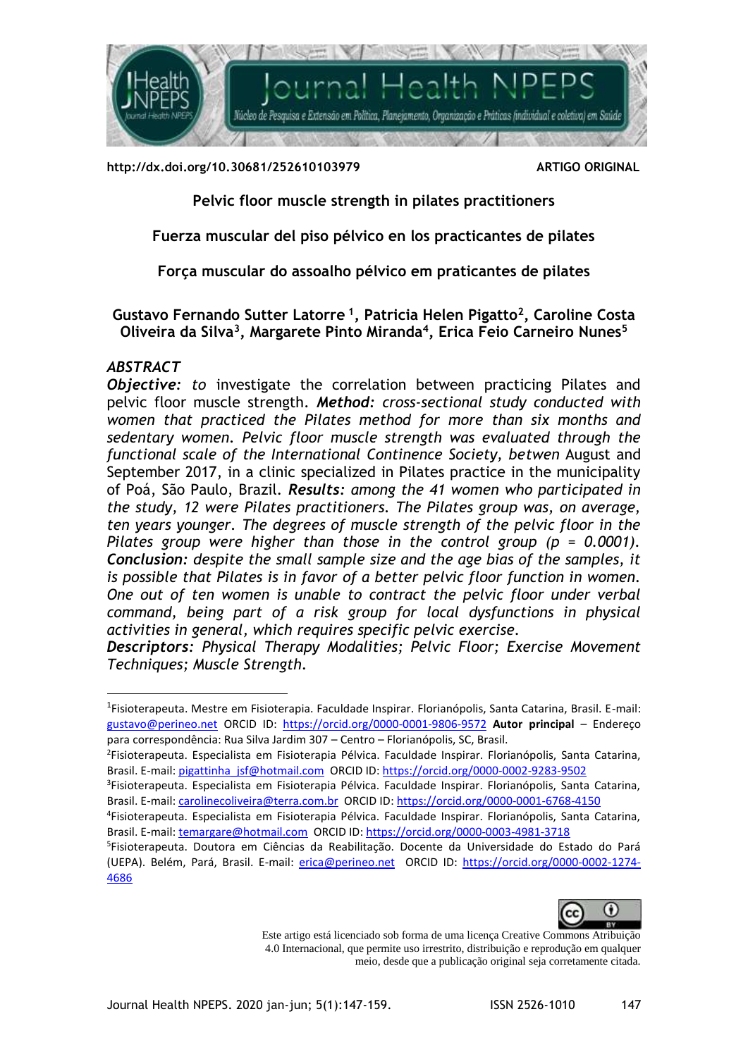http://dx.doi.org/10.30681/252610103979 **ARTIGO ORIGINAL**

# Pelvic floor muscle strength in pilates practitioners

# Fuerza muscular del piso pélvico en los practicantes de pilates

# Força muscular do assoalho pélvico em praticantes de pilates

**Gustavo Fernando Sutter Latorre [1], Patricia Helen Pigatto[2], Caroline Costa Oliveira da Silva[3], Margarete Pinto Miranda[4], Erica Feio Carneiro Nunes[5]**

## *ABSTRACT*

***Objective:*** *to* investigate the correlation between practicing Pilates and pelvic floor muscle strength. ***Method:*** *cross-sectional study conducted with women that practiced the Pilates method for more than six months and sedentary women. Pelvic floor muscle strength was evaluated through the functional scale of the International Continence Society, betwen* August and September 2017, in a clinic specialized in Pilates practice in the municipality of Poá, São Paulo, Brazil. ***Results:*** *among the 41 women who participated in the study, 12 were Pilates practitioners. The Pilates group was, on average, ten years younger. The degrees of muscle strength of the pelvic floor in the Pilates group were higher than those in the control group ($p = 0.0001$).* ***Conclusion:*** *despite the small sample size and the age bias of the samples, it is possible that Pilates is in favor of a better pelvic floor function in women. One out of ten women is unable to contract the pelvic floor under verbal command, being part of a risk group for local dysfunctions in physical activities in general, which requires specific pelvic exercise.*

***Descriptors:*** *Physical Therapy Modalities; Pelvic Floor; Exercise Movement Techniques; Muscle Strength.*

---

[1]Fisioterapeuta. Mestre em Fisioterapia. Faculdade Inspirar. Florianópolis, Santa Catarina, Brasil. E-mail: gustavo@perineo.net ORCID ID: https://orcid.org/0000-0001-9806-9572 **Autor principal** – Endereço para correspondência: Rua Silva Jardim 307 – Centro – Florianópolis, SC, Brasil.

[2]Fisioterapeuta. Especialista em Fisioterapia Pélvica. Faculdade Inspirar. Florianópolis, Santa Catarina, Brasil. E-mail: pigattinha_jsf@hotmail.com ORCID ID: https://orcid.org/0000-0002-9283-9502

[3]Fisioterapeuta. Especialista em Fisioterapia Pélvica. Faculdade Inspirar. Florianópolis, Santa Catarina, Brasil. E-mail: carolinecoliveira@terra.com.br ORCID ID: https://orcid.org/0000-0001-6768-4150

[4]Fisioterapeuta. Especialista em Fisioterapia Pélvica. Faculdade Inspirar. Florianópolis, Santa Catarina, Brasil. E-mail: temargare@hotmail.com ORCID ID: https://orcid.org/0000-0003-4981-3718

[5]Fisioterapeuta. Doutora em Ciências da Reabilitação. Docente da Universidade do Estado do Pará (UEPA). Belém, Pará, Brasil. E-mail: erica@perineo.net ORCID ID: https://orcid.org/0000-0002-1274-4686

Este artigo está licenciado sob forma de uma licença Creative Commons Atribuição 4.0 Internacional, que permite uso irrestrito, distribuição e reprodução em qualquer meio, desde que a publicação original seja corretamente citada.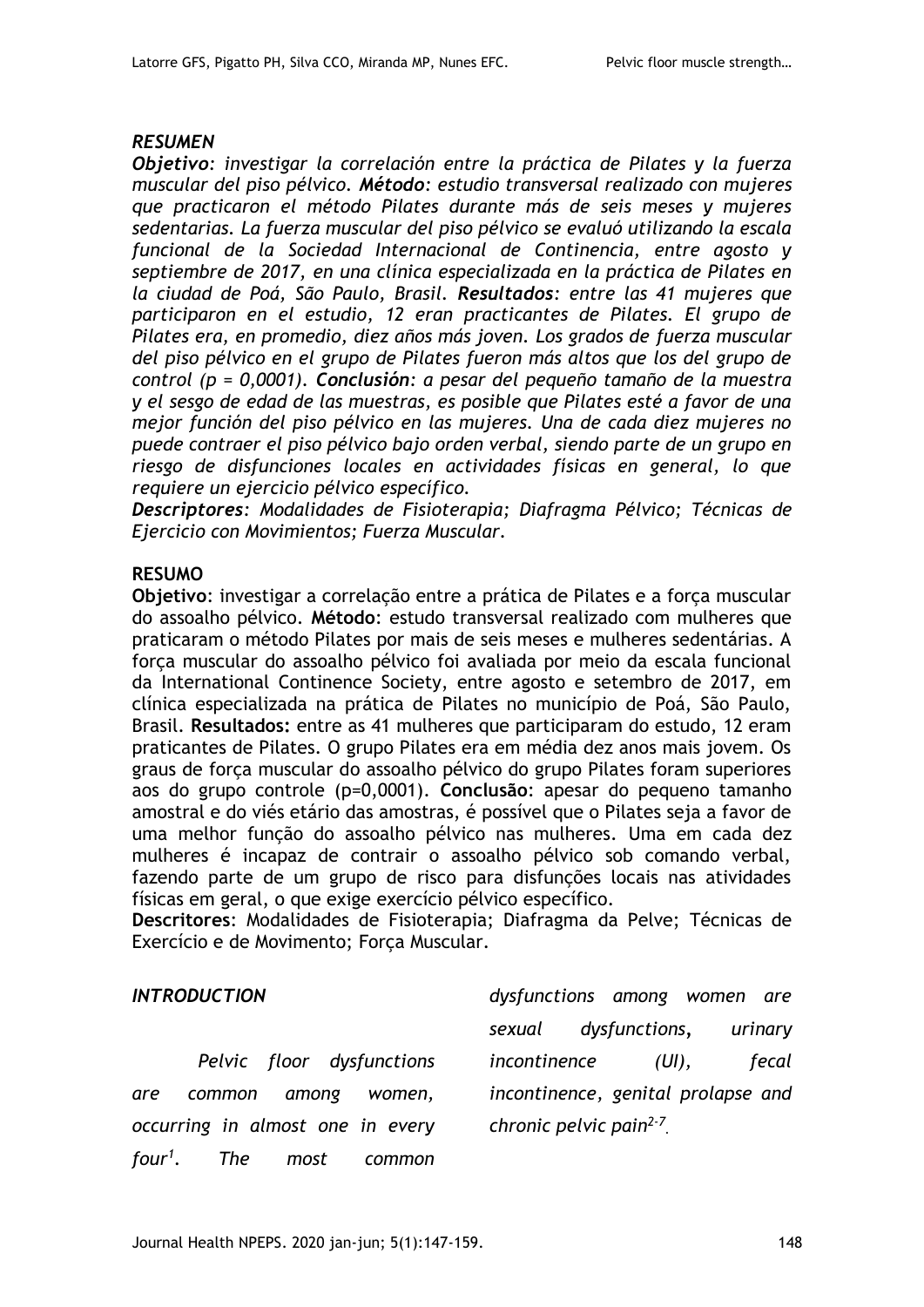### *RESUMEN*

***Objetivo****: investigar la correlación entre la práctica de Pilates y la fuerza muscular del piso pélvico.* ***Método****: estudio transversal realizado con mujeres que practicaron el método Pilates durante más de seis meses y mujeres sedentarias. La fuerza muscular del piso pélvico se evaluó utilizando la escala funcional de la Sociedad Internacional de Continencia, entre agosto y septiembre de 2017, en una clínica especializada en la práctica de Pilates en la ciudad de Poá, São Paulo, Brasil.* ***Resultados****: entre las 41 mujeres que participaron en el estudio, 12 eran practicantes de Pilates. El grupo de Pilates era, en promedio, diez años más joven. Los grados de fuerza muscular del piso pélvico en el grupo de Pilates fueron más altos que los del grupo de control (p = 0,0001).* ***Conclusión****: a pesar del pequeño tamaño de la muestra y el sesgo de edad de las muestras, es posible que Pilates esté a favor de una mejor función del piso pélvico en las mujeres. Una de cada diez mujeres no puede contraer el piso pélvico bajo orden verbal, siendo parte de un grupo en riesgo de disfunciones locales en actividades físicas en general, lo que requiere un ejercicio pélvico específico.*

***Descriptores****: Modalidades de Fisioterapia; Diafragma Pélvico; Técnicas de Ejercicio con Movimientos; Fuerza Muscular.*

### RESUMO

**Objetivo**: investigar a correlação entre a prática de Pilates e a força muscular do assoalho pélvico. **Método**: estudo transversal realizado com mulheres que praticaram o método Pilates por mais de seis meses e mulheres sedentárias. A força muscular do assoalho pélvico foi avaliada por meio da escala funcional da International Continence Society, entre agosto e setembro de 2017, em clínica especializada na prática de Pilates no município de Poá, São Paulo, Brasil. **Resultados:** entre as 41 mulheres que participaram do estudo, 12 eram praticantes de Pilates. O grupo Pilates era em média dez anos mais jovem. Os graus de força muscular do assoalho pélvico do grupo Pilates foram superiores aos do grupo controle (p=0,0001). **Conclusão**: apesar do pequeno tamanho amostral e do viés etário das amostras, é possível que o Pilates seja a favor de uma melhor função do assoalho pélvico nas mulheres. Uma em cada dez mulheres é incapaz de contrair o assoalho pélvico sob comando verbal, fazendo parte de um grupo de risco para disfunções locais nas atividades físicas em geral, o que exige exercício pélvico específico.

**Descritores**: Modalidades de Fisioterapia; Diafragma da Pelve; Técnicas de Exercício e de Movimento; Força Muscular.

### *INTRODUCTION*

*Pelvic floor dysfunctions are common among women, occurring in almost one in every four[1]. The most common dysfunctions among women are sexual dysfunctions, urinary incontinence (UI), fecal incontinence, genital prolapse and chronic pelvic pain[2-7].*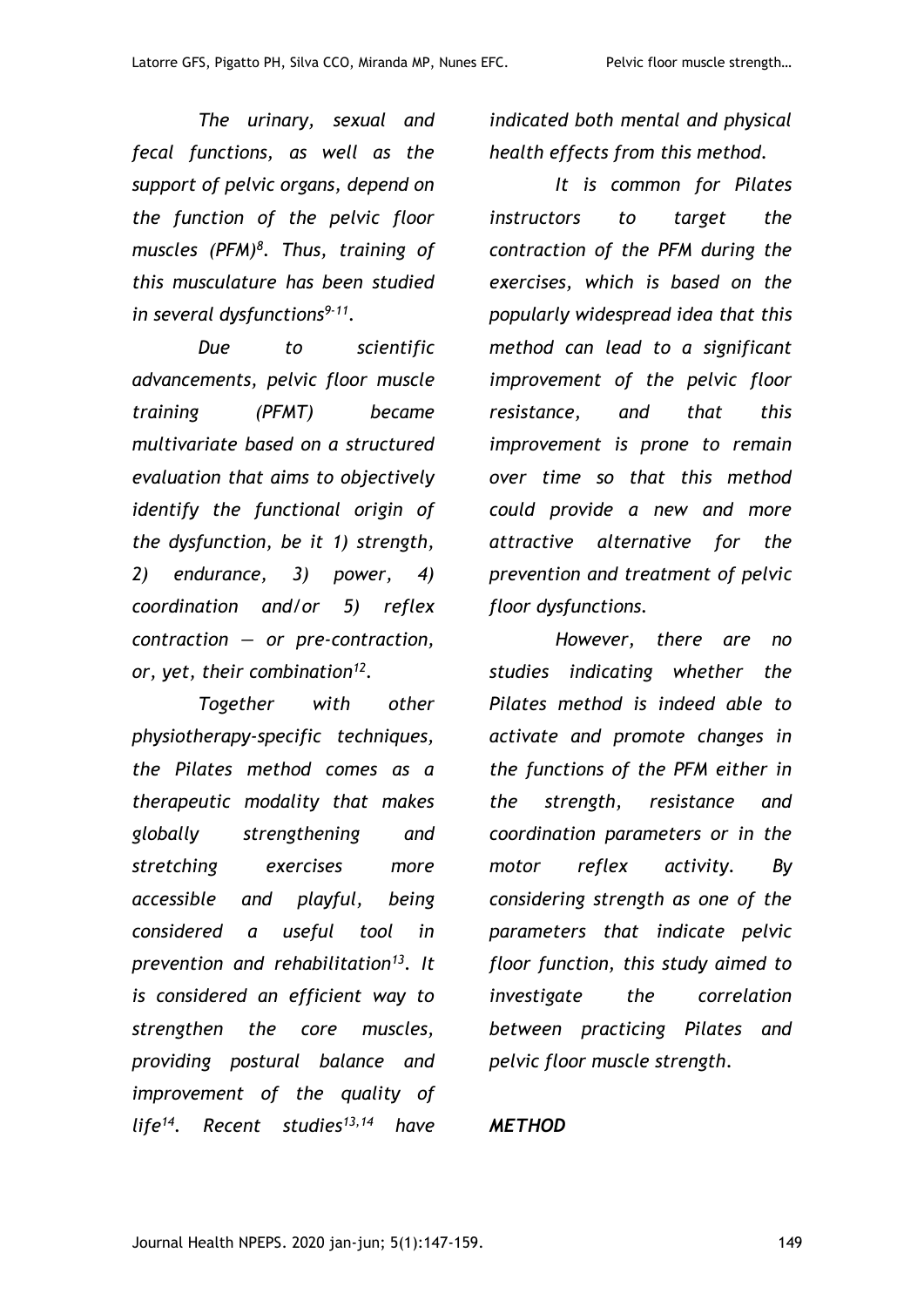*The urinary, sexual and fecal functions, as well as the support of pelvic organs, depend on the function of the pelvic floor muscles (PFM)[8]. Thus, training of this musculature has been studied in several dysfunctions[9-11].*

*Due to scientific advancements, pelvic floor muscle training (PFMT) became multivariate based on a structured evaluation that aims to objectively identify the functional origin of the dysfunction, be it 1) strength, 2) endurance, 3) power, 4) coordination and/or 5) reflex contraction — or pre-contraction, or, yet, their combination[12].*

*Together with other physiotherapy-specific techniques, the Pilates method comes as a therapeutic modality that makes globally strengthening and stretching exercises more accessible and playful, being considered a useful tool in prevention and rehabilitation[13]. It is considered an efficient way to strengthen the core muscles, providing postural balance and improvement of the quality of life[14]. Recent studies[13,14] have indicated both mental and physical health effects from this method.*

*It is common for Pilates instructors to target the contraction of the PFM during the exercises, which is based on the popularly widespread idea that this method can lead to a significant improvement of the pelvic floor resistance, and that this improvement is prone to remain over time so that this method could provide a new and more attractive alternative for the prevention and treatment of pelvic floor dysfunctions.*

*However, there are no studies indicating whether the Pilates method is indeed able to activate and promote changes in the functions of the PFM either in the strength, resistance and coordination parameters or in the motor reflex activity. By considering strength as one of the parameters that indicate pelvic floor function, this study aimed to investigate the correlation between practicing Pilates and pelvic floor muscle strength.*

## *METHOD*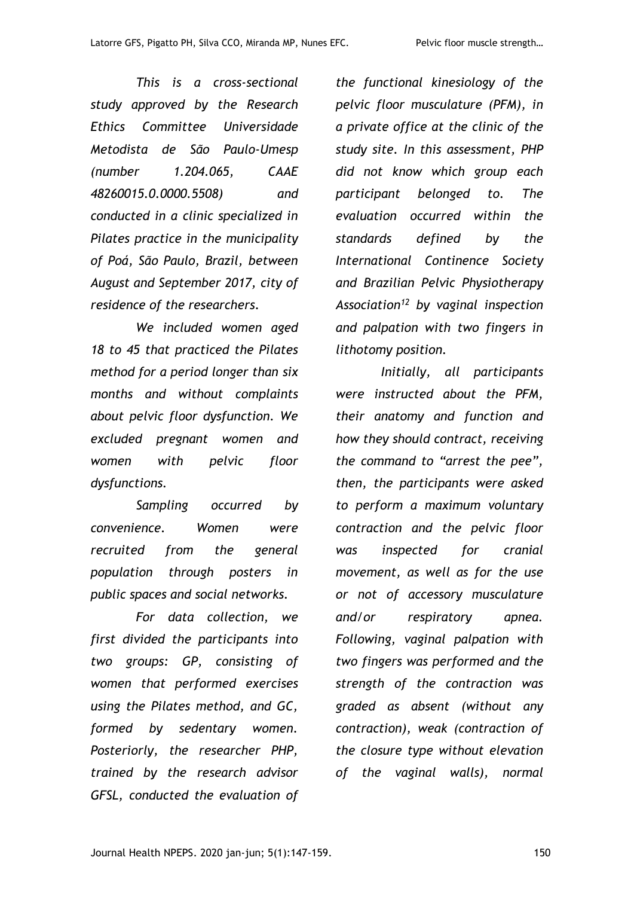*This is a cross-sectional study approved by the Research Ethics Committee Universidade Metodista de São Paulo-Umesp (number 1.204.065, CAAE 48260015.0.0000.5508) and conducted in a clinic specialized in Pilates practice in the municipality of Poá, São Paulo, Brazil, between August and September 2017, city of residence of the researchers.*

*We included women aged 18 to 45 that practiced the Pilates method for a period longer than six months and without complaints about pelvic floor dysfunction. We excluded pregnant women and women with pelvic floor dysfunctions.*

*Sampling occurred by convenience. Women were recruited from the general population through posters in public spaces and social networks.*

*For data collection, we first divided the participants into two groups: GP, consisting of women that performed exercises using the Pilates method, and GC, formed by sedentary women. Posteriorly, the researcher PHP, trained by the research advisor GFSL, conducted the evaluation of the functional kinesiology of the pelvic floor musculature (PFM), in a private office at the clinic of the study site. In this assessment, PHP did not know which group each participant belonged to. The evaluation occurred within the standards defined by the International Continence Society and Brazilian Pelvic Physiotherapy Association[12] by vaginal inspection and palpation with two fingers in lithotomy position.*

*Initially, all participants were instructed about the PFM, their anatomy and function and how they should contract, receiving the command to "arrest the pee", then, the participants were asked to perform a maximum voluntary contraction and the pelvic floor was inspected for cranial movement, as well as for the use or not of accessory musculature and/or respiratory apnea. Following, vaginal palpation with two fingers was performed and the strength of the contraction was graded as absent (without any contraction), weak (contraction of the closure type without elevation of the vaginal walls), normal*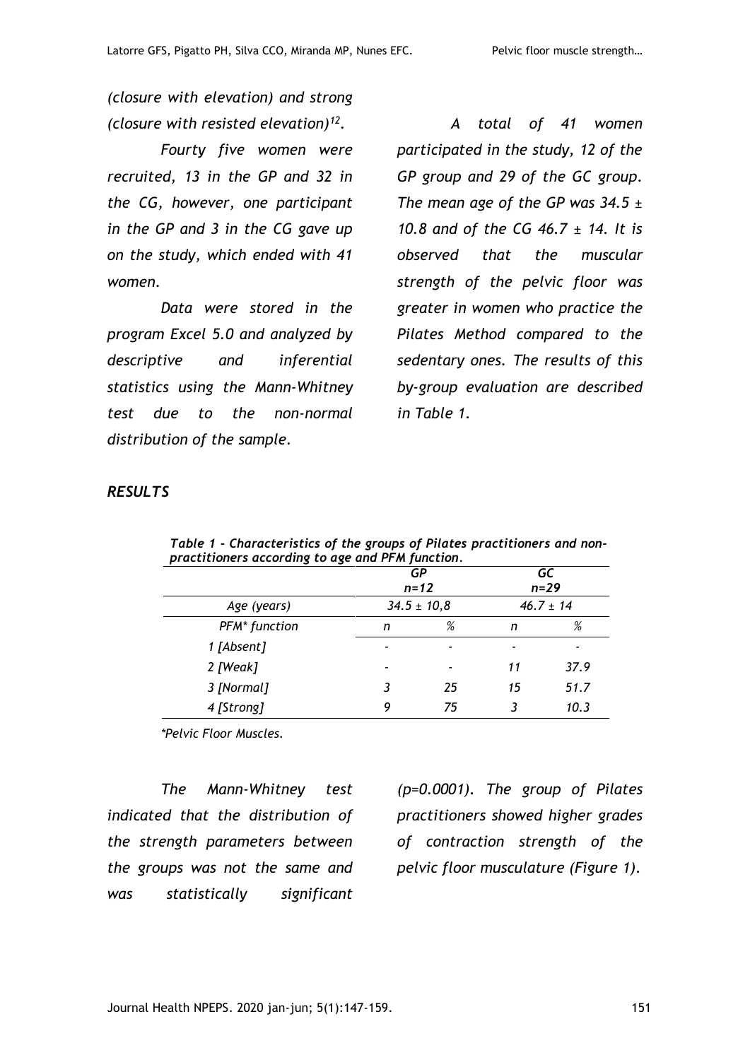*(closure with elevation) and strong (closure with resisted elevation)*[12].

*Fourty five women were recruited, 13 in the GP and 32 in the CG, however, one participant in the GP and 3 in the CG gave up on the study, which ended with 41 women.*

*Data were stored in the program Excel 5.0 and analyzed by descriptive and inferential statistics using the Mann-Whitney test due to the non-normal distribution of the sample.*

*A total of 41 women participated in the study, 12 of the GP group and 29 of the GC group. The mean age of the GP was 34.5 ± 10.8 and of the CG 46.7 ± 14. It is observed that the muscular strength of the pelvic floor was greater in women who practice the Pilates Method compared to the sedentary ones. The results of this by-group evaluation are described in Table 1.*

## *RESULTS*

***Table 1 - Characteristics of the groups of Pilates practitioners and non-practitioners according to age and PFM function.***

| | *GP n=12* | | *GC n=29* | |
|---|---|---|---|---|
| *Age (years)* | *34.5 ± 10,8* | | *46.7 ± 14* | |
| *PFM* function* | *n* | *%* | *n* | *%* |
| *1 [Absent]* | - | - | - | - |
| *2 [Weak]* | - | - | *11* | *37.9* |
| *3 [Normal]* | *3* | *25* | *15* | *51.7* |
| *4 [Strong]* | *9* | *75* | *3* | *10.3* |

*\*Pelvic Floor Muscles.*

*The Mann-Whitney test indicated that the distribution of the strength parameters between the groups was not the same and was statistically significant (p=0.0001). The group of Pilates practitioners showed higher grades of contraction strength of the pelvic floor musculature (Figure 1).*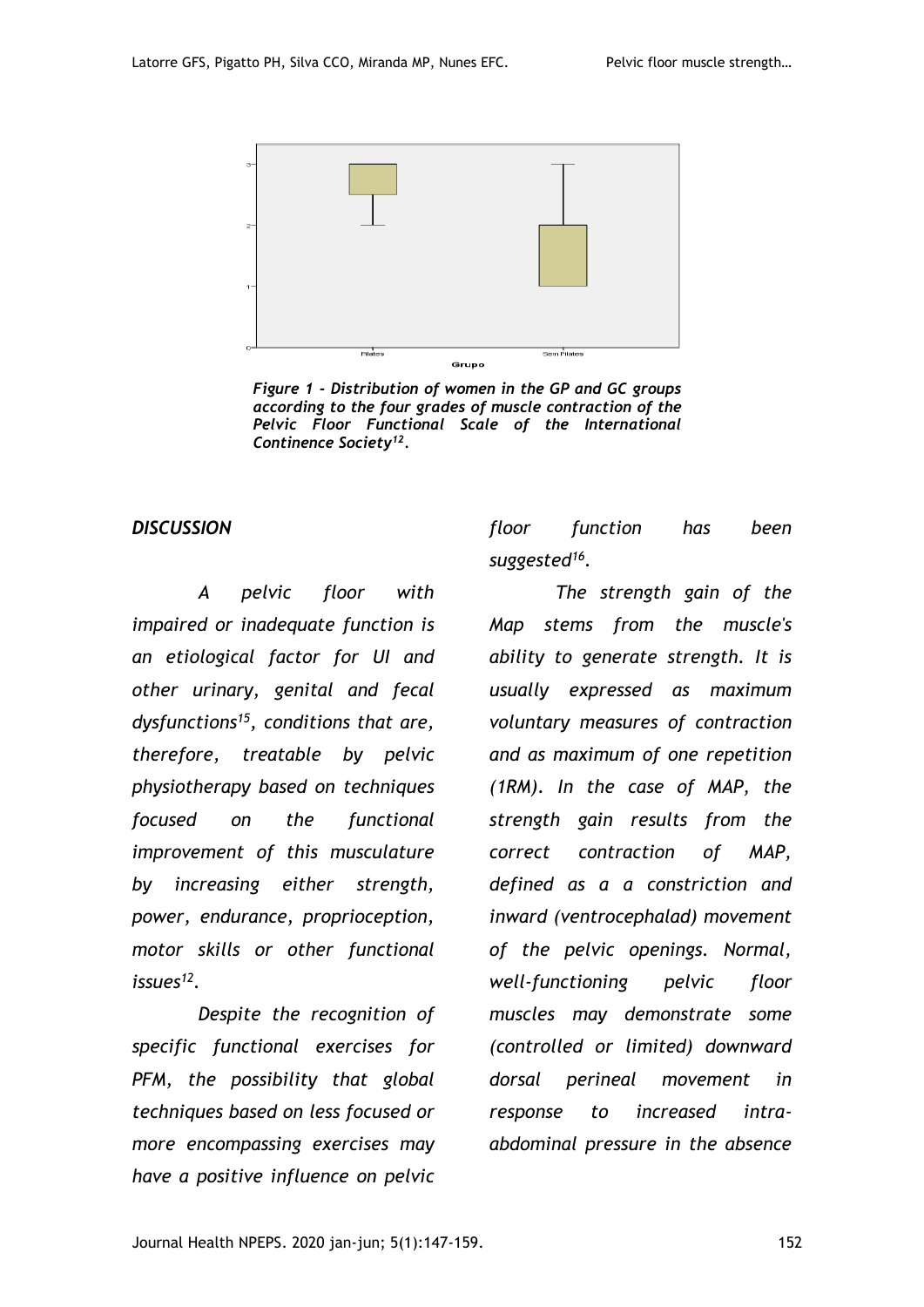*Figure 1 - Distribution of women in the GP and GC groups according to the four grades of muscle contraction of the Pelvic Floor Functional Scale of the International Continence Society[12].*

### *DISCUSSION*

*A pelvic floor with impaired or inadequate function is an etiological factor for UI and other urinary, genital and fecal dysfunctions[15], conditions that are, therefore, treatable by pelvic physiotherapy based on techniques focused on the functional improvement of this musculature by increasing either strength, power, endurance, proprioception, motor skills or other functional issues[12].*

*Despite the recognition of specific functional exercises for PFM, the possibility that global techniques based on less focused or more encompassing exercises may have a positive influence on pelvic floor function has been suggested[16].*

*The strength gain of the Map stems from the muscle's ability to generate strength. It is usually expressed as maximum voluntary measures of contraction and as maximum of one repetition (1RM). In the case of MAP, the strength gain results from the correct contraction of MAP, defined as a a constriction and inward (ventrocephalad) movement of the pelvic openings. Normal, well-functioning pelvic floor muscles may demonstrate some (controlled or limited) downward dorsal perineal movement in response to increased intra-abdominal pressure in the absence*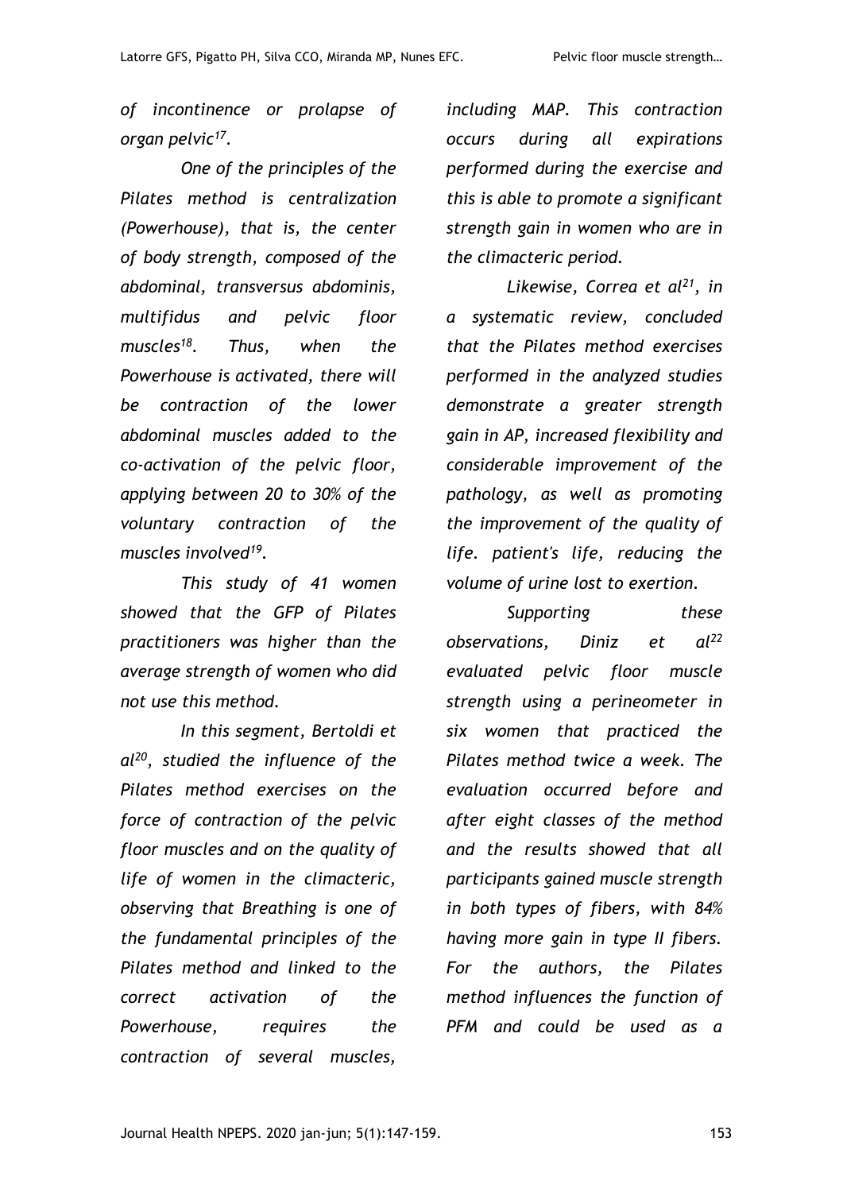*of incontinence or prolapse of organ pelvic[17].*

*One of the principles of the Pilates method is centralization (Powerhouse), that is, the center of body strength, composed of the abdominal, transversus abdominis, multifidus and pelvic floor muscles[18]. Thus, when the Powerhouse is activated, there will be contraction of the lower abdominal muscles added to the co-activation of the pelvic floor, applying between 20 to 30% of the voluntary contraction of the muscles involved[19].*

*This study of 41 women showed that the GFP of Pilates practitioners was higher than the average strength of women who did not use this method.*

*In this segment, Bertoldi et al[20], studied the influence of the Pilates method exercises on the force of contraction of the pelvic floor muscles and on the quality of life of women in the climacteric, observing that Breathing is one of the fundamental principles of the Pilates method and linked to the correct activation of the Powerhouse, requires the contraction of several muscles, including MAP. This contraction occurs during all expirations performed during the exercise and this is able to promote a significant strength gain in women who are in the climacteric period.*

*Likewise, Correa et al[21], in a systematic review, concluded that the Pilates method exercises performed in the analyzed studies demonstrate a greater strength gain in AP, increased flexibility and considerable improvement of the pathology, as well as promoting the improvement of the quality of life. patient's life, reducing the volume of urine lost to exertion.*

*Supporting these observations, Diniz et al[22] evaluated pelvic floor muscle strength using a perineometer in six women that practiced the Pilates method twice a week. The evaluation occurred before and after eight classes of the method and the results showed that all participants gained muscle strength in both types of fibers, with 84% having more gain in type II fibers. For the authors, the Pilates method influences the function of PFM and could be used as a*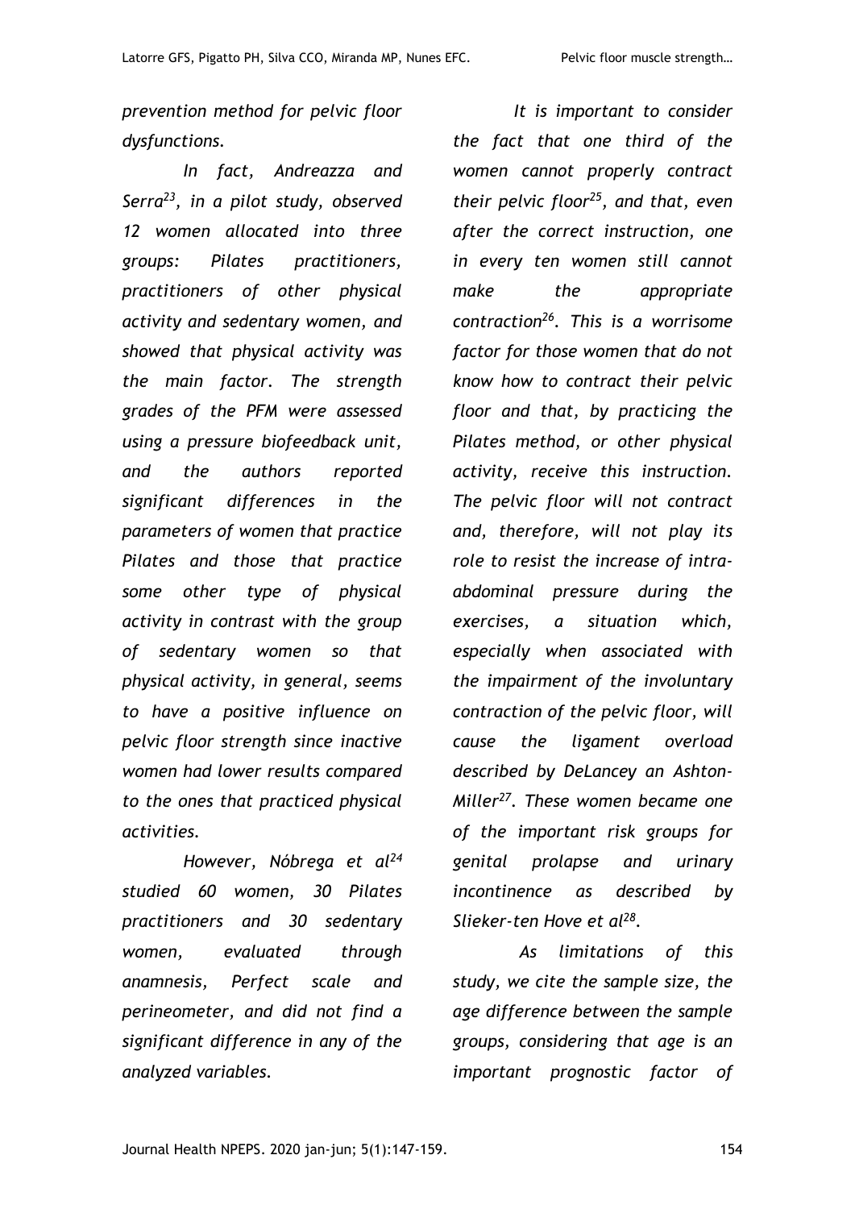*prevention method for pelvic floor dysfunctions.*

*In fact, Andreazza and Serra[23], in a pilot study, observed 12 women allocated into three groups: Pilates practitioners, practitioners of other physical activity and sedentary women, and showed that physical activity was the main factor. The strength grades of the PFM were assessed using a pressure biofeedback unit, and the authors reported significant differences in the parameters of women that practice Pilates and those that practice some other type of physical activity in contrast with the group of sedentary women so that physical activity, in general, seems to have a positive influence on pelvic floor strength since inactive women had lower results compared to the ones that practiced physical activities.*

*However, Nóbrega et al[24] studied 60 women, 30 Pilates practitioners and 30 sedentary women, evaluated through anamnesis, Perfect scale and perineometer, and did not find a significant difference in any of the analyzed variables.*

*It is important to consider the fact that one third of the women cannot properly contract their pelvic floor[25], and that, even after the correct instruction, one in every ten women still cannot make the appropriate contraction[26]. This is a worrisome factor for those women that do not know how to contract their pelvic floor and that, by practicing the Pilates method, or other physical activity, receive this instruction. The pelvic floor will not contract and, therefore, will not play its role to resist the increase of intra-abdominal pressure during the exercises, a situation which, especially when associated with the impairment of the involuntary contraction of the pelvic floor, will cause the ligament overload described by DeLancey an Ashton-Miller[27]. These women became one of the important risk groups for genital prolapse and urinary incontinence as described by Slieker-ten Hove et al[28].*

*As limitations of this study, we cite the sample size, the age difference between the sample groups, considering that age is an important prognostic factor of*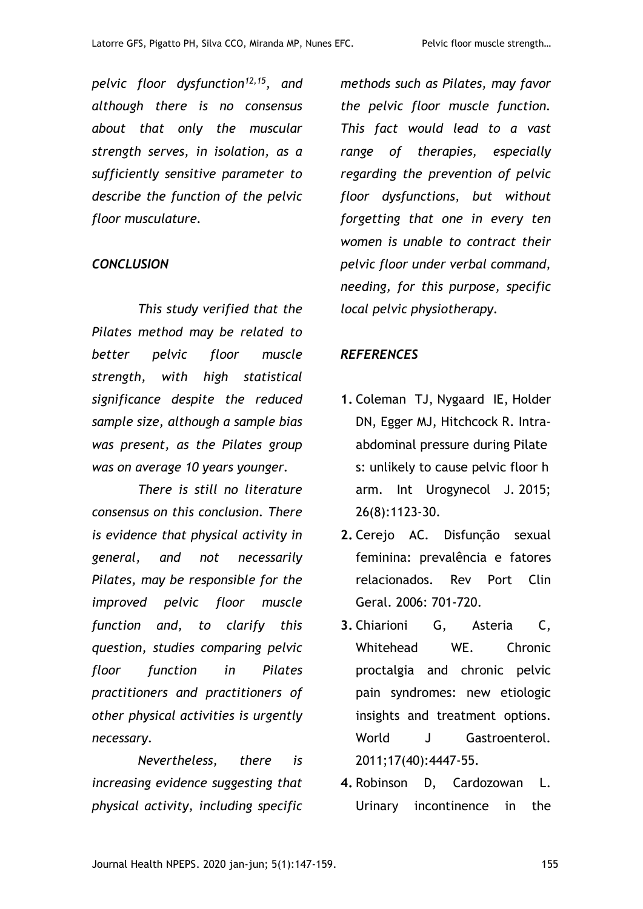*pelvic floor dysfunction[12,15], and although there is no consensus about that only the muscular strength serves, in isolation, as a sufficiently sensitive parameter to describe the function of the pelvic floor musculature.*

### *CONCLUSION*

*This study verified that the Pilates method may be related to better pelvic floor muscle strength, with high statistical significance despite the reduced sample size, although a sample bias was present, as the Pilates group was on average 10 years younger.*

*There is still no literature consensus on this conclusion. There is evidence that physical activity in general, and not necessarily Pilates, may be responsible for the improved pelvic floor muscle function and, to clarify this question, studies comparing pelvic floor function in Pilates practitioners and practitioners of other physical activities is urgently necessary.*

*Nevertheless, there is increasing evidence suggesting that physical activity, including specific methods such as Pilates, may favor the pelvic floor muscle function. This fact would lead to a vast range of therapies, especially regarding the prevention of pelvic floor dysfunctions, but without forgetting that one in every ten women is unable to contract their pelvic floor under verbal command, needing, for this purpose, specific local pelvic physiotherapy.*

### *REFERENCES*

1. Coleman TJ, Nygaard IE, Holder DN, Egger MJ, Hitchcock R. Intra-abdominal pressure during Pilates: unlikely to cause pelvic floor harm. Int Urogynecol J. 2015; 26(8):1123-30.
2. Cerejo AC. Disfunção sexual feminina: prevalência e fatores relacionados. Rev Port Clin Geral. 2006: 701-720.
3. Chiarioni G, Asteria C, Whitehead WE. Chronic proctalgia and chronic pelvic pain syndromes: new etiologic insights and treatment options. World J Gastroenterol. 2011;17(40):4447-55.
4. Robinson D, Cardozowan L. Urinary incontinence in the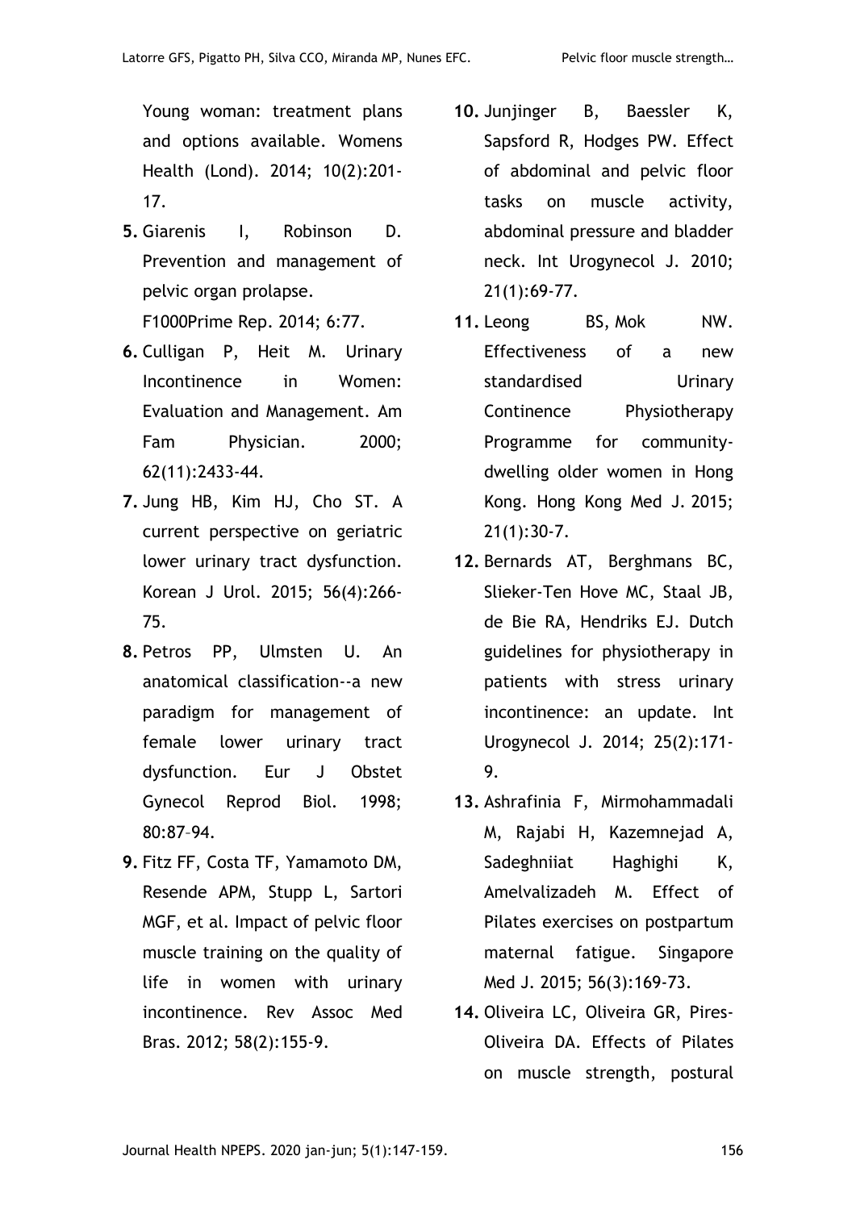Young woman: treatment plans and options available. Womens Health (Lond). 2014; 10(2):201-17.

5. Giarenis I, Robinson D. Prevention and management of pelvic organ prolapse. F1000Prime Rep. 2014; 6:77.
6. Culligan P, Heit M. Urinary Incontinence in Women: Evaluation and Management. Am Fam Physician. 2000; 62(11):2433-44.
7. Jung HB, Kim HJ, Cho ST. A current perspective on geriatric lower urinary tract dysfunction. Korean J Urol. 2015; 56(4):266-75.
8. Petros PP, Ulmsten U. An anatomical classification--a new paradigm for management of female lower urinary tract dysfunction. Eur J Obstet Gynecol Reprod Biol. 1998; 80:87–94.
9. Fitz FF, Costa TF, Yamamoto DM, Resende APM, Stupp L, Sartori MGF, et al. Impact of pelvic floor muscle training on the quality of life in women with urinary incontinence. Rev Assoc Med Bras. 2012; 58(2):155-9.
10. Junjinger B, Baessler K, Sapsford R, Hodges PW. Effect of abdominal and pelvic floor tasks on muscle activity, abdominal pressure and bladder neck. Int Urogynecol J. 2010; 21(1):69-77.
11. Leong BS, Mok NW. Effectiveness of a new standardised Urinary Continence Physiotherapy Programme for community-dwelling older women in Hong Kong. Hong Kong Med J. 2015; 21(1):30-7.
12. Bernards AT, Berghmans BC, Slieker-Ten Hove MC, Staal JB, de Bie RA, Hendriks EJ. Dutch guidelines for physiotherapy in patients with stress urinary incontinence: an update. Int Urogynecol J. 2014; 25(2):171-9.
13. Ashrafinia F, Mirmohammadali M, Rajabi H, Kazemnejad A, Sadeghniiat Haghighi K, Amelvalizadeh M. Effect of Pilates exercises on postpartum maternal fatigue. Singapore Med J. 2015; 56(3):169-73.
14. Oliveira LC, Oliveira GR, Pires-Oliveira DA. Effects of Pilates on muscle strength, postural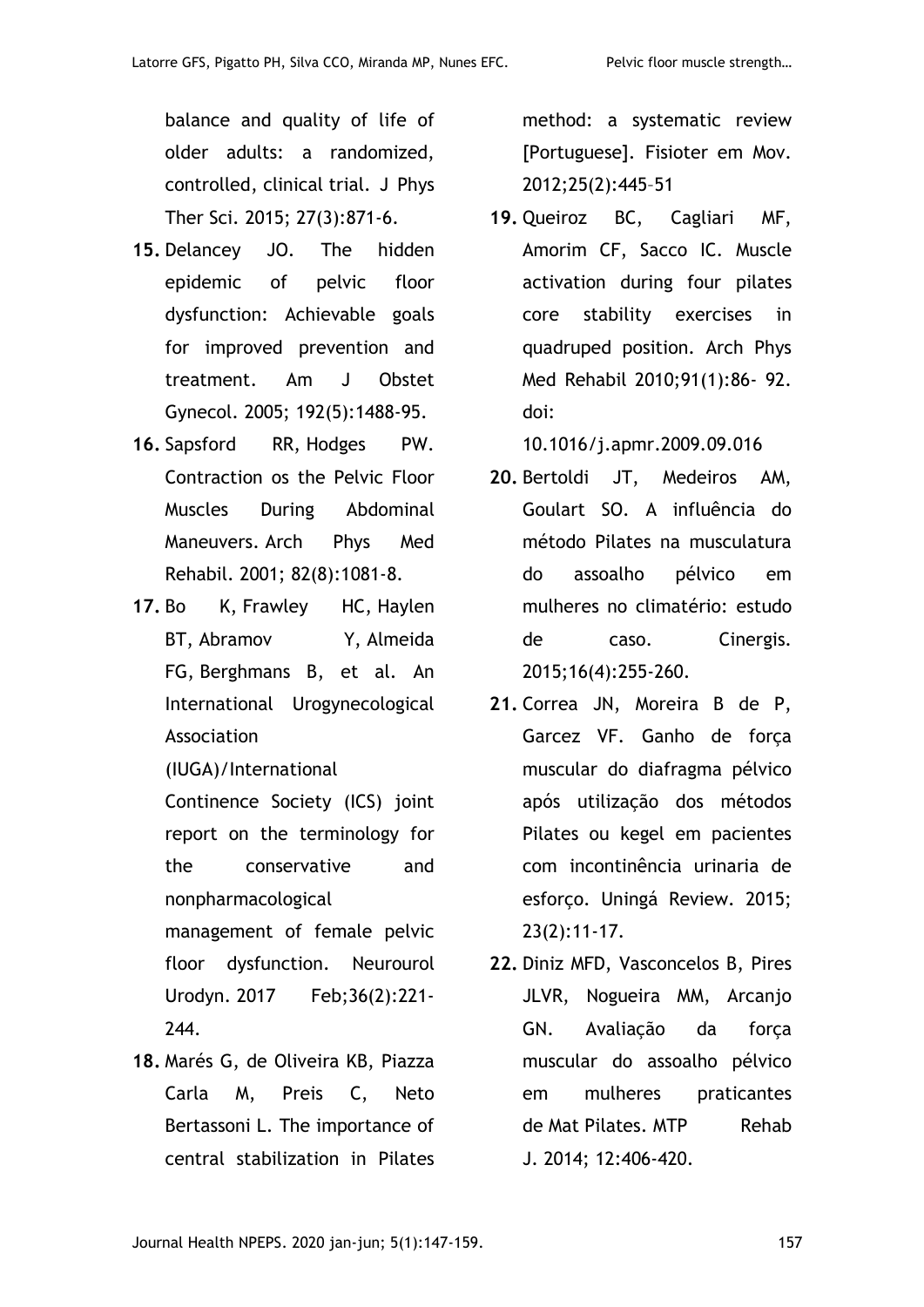balance and quality of life of older adults: a randomized, controlled, clinical trial. J Phys Ther Sci. 2015; 27(3):871-6.

15. Delancey JO. The hidden epidemic of pelvic floor dysfunction: Achievable goals for improved prevention and treatment. Am J Obstet Gynecol. 2005; 192(5):1488-95.

16. Sapsford RR, Hodges PW. Contraction os the Pelvic Floor Muscles During Abdominal Maneuvers. Arch Phys Med Rehabil. 2001; 82(8):1081-8.

17. Bo K, Frawley HC, Haylen BT, Abramov Y, Almeida FG, Berghmans B, et al. An International Urogynecological Association (IUGA)/International Continence Society (ICS) joint report on the terminology for the conservative and nonpharmacological management of female pelvic floor dysfunction. Neurourol Urodyn. 2017 Feb;36(2):221-244.

18. Marés G, de Oliveira KB, Piazza Carla M, Preis C, Neto Bertassoni L. The importance of central stabilization in Pilates method: a systematic review [Portuguese]. Fisioter em Mov. 2012;25(2):445–51

19. Queiroz BC, Cagliari MF, Amorim CF, Sacco IC. Muscle activation during four pilates core stability exercises in quadruped position. Arch Phys Med Rehabil 2010;91(1):86- 92. doi: 10.1016/j.apmr.2009.09.016

20. Bertoldi JT, Medeiros AM, Goulart SO. A influência do método Pilates na musculatura do assoalho pélvico em mulheres no climatério: estudo de caso. Cinergis. 2015;16(4):255-260.

21. Correa JN, Moreira B de P, Garcez VF. Ganho de força muscular do diafragma pélvico após utilização dos métodos Pilates ou kegel em pacientes com incontinência urinaria de esforço. Uningá Review. 2015; 23(2):11-17.

22. Diniz MFD, Vasconcelos B, Pires JLVR, Nogueira MM, Arcanjo GN. Avaliação da força muscular do assoalho pélvico em mulheres praticantes de Mat Pilates. MTP Rehab J. 2014; 12:406-420.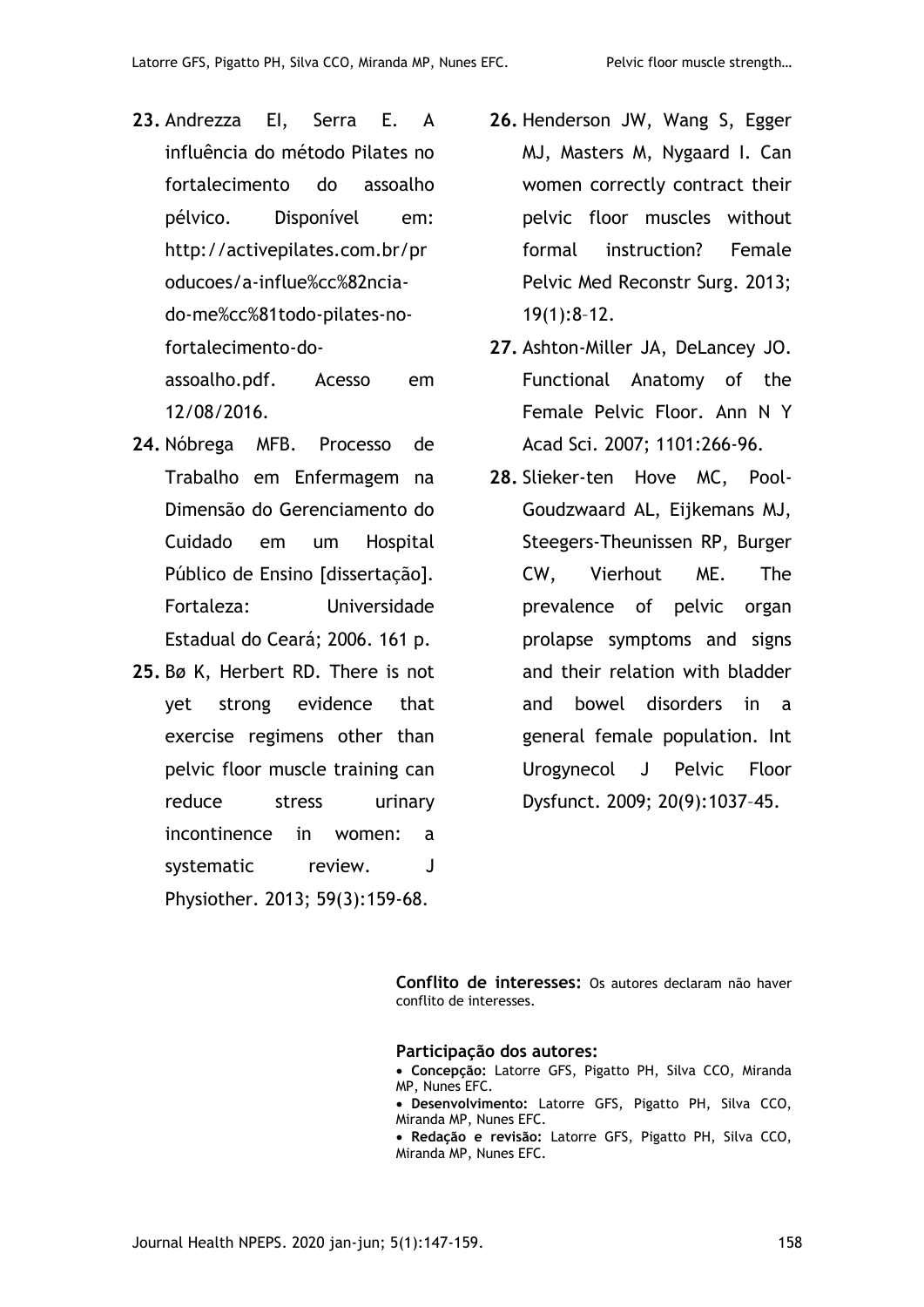23. Andrezza EI, Serra E. A influência do método Pilates no fortalecimento do assoalho pélvico. Disponível em: http://activepilates.com.br/producoes/a-influe%cc%82ncia-do-me%cc%81todo-pilates-no-fortalecimento-do-assoalho.pdf. Acesso em 12/08/2016.
24. Nóbrega MFB. Processo de Trabalho em Enfermagem na Dimensão do Gerenciamento do Cuidado em um Hospital Público de Ensino [dissertação]. Fortaleza: Universidade Estadual do Ceará; 2006. 161 p.
25. Bø K, Herbert RD. There is not yet strong evidence that exercise regimens other than pelvic floor muscle training can reduce stress urinary incontinence in women: a systematic review. J Physiother. 2013; 59(3):159-68.
26. Henderson JW, Wang S, Egger MJ, Masters M, Nygaard I. Can women correctly contract their pelvic floor muscles without formal instruction? Female Pelvic Med Reconstr Surg. 2013; 19(1):8–12.
27. Ashton-Miller JA, DeLancey JO. Functional Anatomy of the Female Pelvic Floor. Ann N Y Acad Sci. 2007; 1101:266-96.
28. Slieker-ten Hove MC, Pool-Goudzwaard AL, Eijkemans MJ, Steegers-Theunissen RP, Burger CW, Vierhout ME. The prevalence of pelvic organ prolapse symptoms and signs and their relation with bladder and bowel disorders in a general female population. Int Urogynecol J Pelvic Floor Dysfunct. 2009; 20(9):1037–45.

**Conflito de interesses:** Os autores declaram não haver conflito de interesses.

**Participação dos autores:**

- **Concepção:** Latorre GFS, Pigatto PH, Silva CCO, Miranda MP, Nunes EFC.
- **Desenvolvimento:** Latorre GFS, Pigatto PH, Silva CCO, Miranda MP, Nunes EFC.
- **Redação e revisão:** Latorre GFS, Pigatto PH, Silva CCO, Miranda MP, Nunes EFC.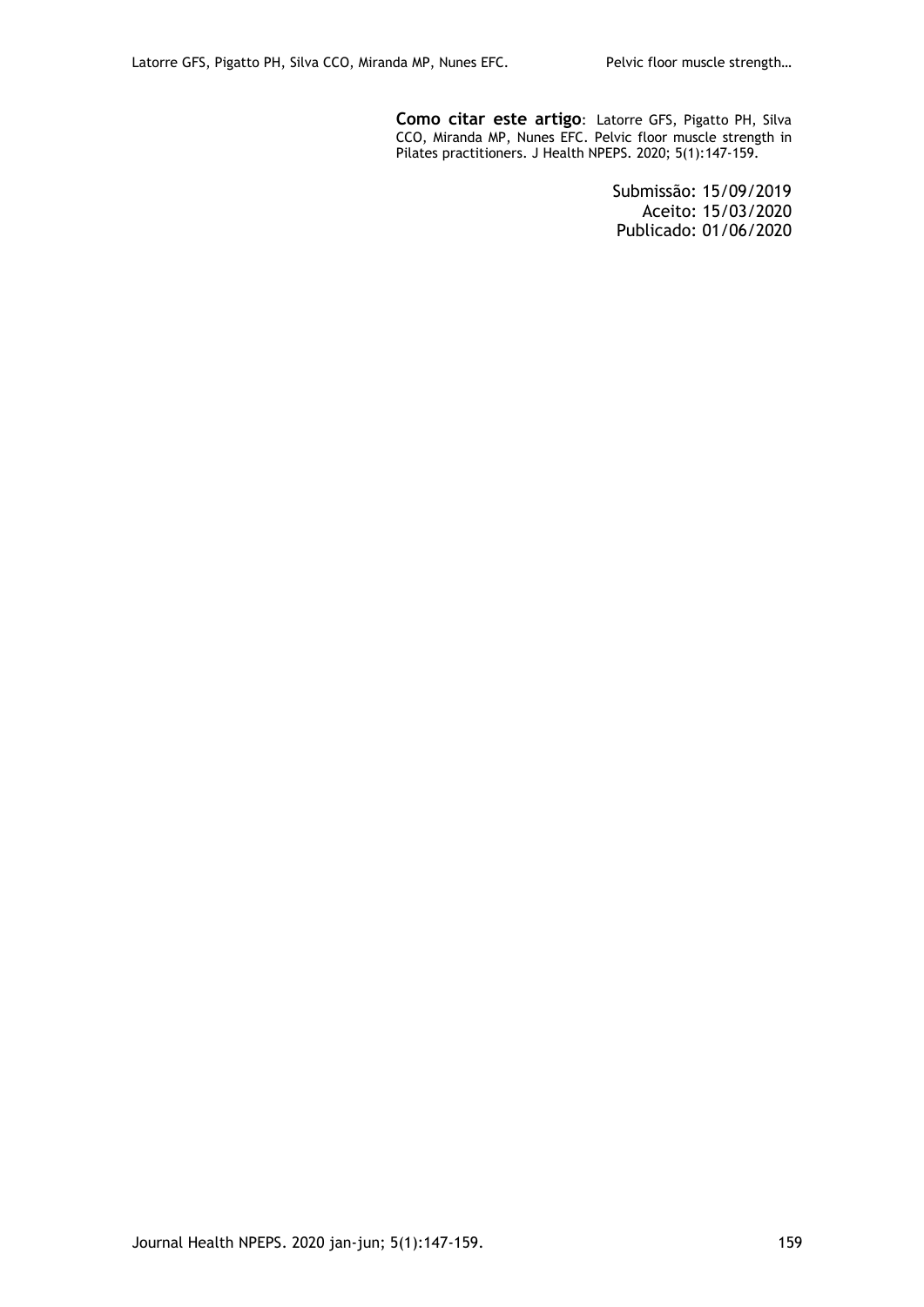**Como citar este artigo**: Latorre GFS, Pigatto PH, Silva CCO, Miranda MP, Nunes EFC. Pelvic floor muscle strength in Pilates practitioners. J Health NPEPS. 2020; 5(1):147-159.

Submissão: 15/09/2019
Aceito: 15/03/2020
Publicado: 01/06/2020